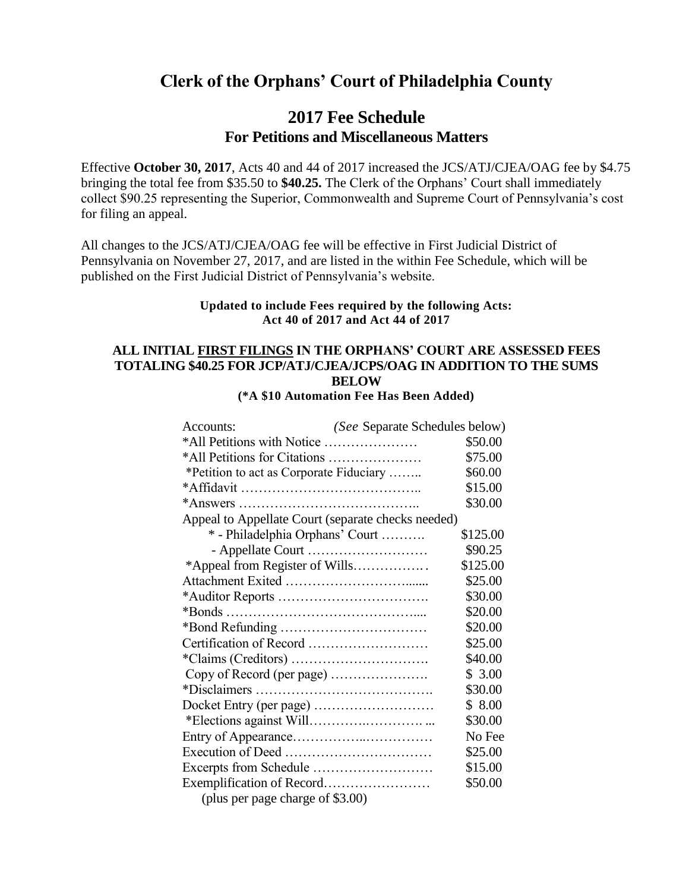# Clerk of the Orphans' Court of Philadelphia County

## 2017 Fee Schedule
### For Petitions and Miscellaneous Matters

Effective **October 30, 2017**, Acts 40 and 44 of 2017 increased the JCS/ATJ/CJEA/OAG fee by $4.75 bringing the total fee from $35.50 to **$40.25.** The Clerk of the Orphans' Court shall immediately collect $90.25 representing the Superior, Commonwealth and Supreme Court of Pennsylvania's cost for filing an appeal.

All changes to the JCS/ATJ/CJEA/OAG fee will be effective in First Judicial District of Pennsylvania on November 27, 2017, and are listed in the within Fee Schedule, which will be published on the First Judicial District of Pennsylvania's website.

**Updated to include Fees required by the following Acts:**
**Act 40 of 2017 and Act 44 of 2017**

**ALL INITIAL <u>FIRST FILINGS</u> IN THE ORPHANS' COURT ARE ASSESSED FEES TOTALING $40.25 FOR JCP/ATJ/CJEA/JCPS/OAG IN ADDITION TO THE SUMS BELOW**
**(*A $10 Automation Fee Has Been Added)**

| Item | Fee |
|---|---|
| Accounts: | *(See* Separate Schedules below) |
| *All Petitions with Notice | $50.00 |
| *All Petitions for Citations | $75.00 |
| *Petition to act as Corporate Fiduciary | $60.00 |
| *Affidavit | $15.00 |
| *Answers | $30.00 |
| Appeal to Appellate Court (separate checks needed) | |
| * - Philadelphia Orphans' Court | $125.00 |
| - Appellate Court | $90.25 |
| *Appeal from Register of Wills | $125.00 |
| Attachment Exited | $25.00 |
| *Auditor Reports | $30.00 |
| *Bonds | $20.00 |
| *Bond Refunding | $20.00 |
| Certification of Record | $25.00 |
| *Claims (Creditors) | $40.00 |
| Copy of Record (per page) | $ 3.00 |
| *Disclaimers | $30.00 |
| Docket Entry (per page) | $ 8.00 |
| *Elections against Will | $30.00 |
| Entry of Appearance | No Fee |
| Execution of Deed | $25.00 |
| Excerpts from Schedule | $15.00 |
| Exemplification of Record (plus per page charge of $3.00) | $50.00 |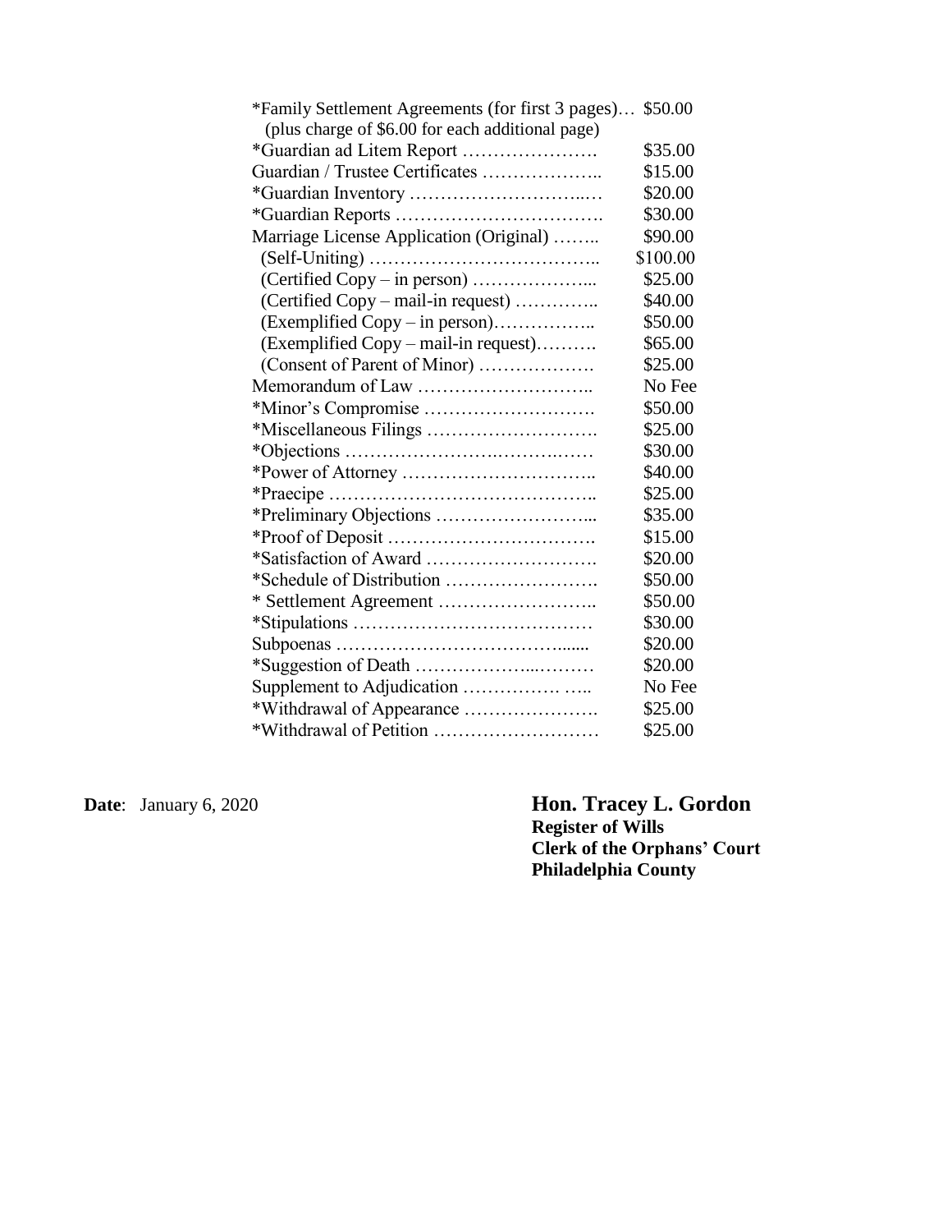| | |
|---|---|
| *Family Settlement Agreements (for first 3 pages)… (plus charge of $6.00 for each additional page) | $50.00 |
| *Guardian ad Litem Report …………………. | $35.00 |
| Guardian / Trustee Certificates ……………….. | $15.00 |
| *Guardian Inventory …………………………..… | $20.00 |
| *Guardian Reports ……………………………. | $30.00 |
| Marriage License Application (Original) …….. | $90.00 |
| (Self-Uniting) ……………………………….. | $100.00 |
| (Certified Copy – in person) ………………... | $25.00 |
| (Certified Copy – mail-in request) ………….. | $40.00 |
| (Exemplified Copy – in person)…………….. | $50.00 |
| (Exemplified Copy – mail-in request)………. | $65.00 |
| (Consent of Parent of Minor) ………………. | $25.00 |
| Memorandum of Law ……………………….. | No Fee |
| *Minor's Compromise ………………………. | $50.00 |
| *Miscellaneous Filings ………………………. | $25.00 |
| *Objections ………………….………….…… | $30.00 |
| *Power of Attorney ………………………….. | $40.00 |
| *Praecipe …………………………………….. | $25.00 |
| *Preliminary Objections ……………………... | $35.00 |
| *Proof of Deposit ……………………………. | $15.00 |
| *Satisfaction of Award ………………………. | $20.00 |
| *Schedule of Distribution ……………………. | $50.00 |
| * Settlement Agreement …………………….. | $50.00 |
| *Stipulations ………………………………… | $30.00 |
| Subpoenas ………………………………...... | $20.00 |
| *Suggestion of Death ………………...……… | $20.00 |
| Supplement to Adjudication ……………. ….. | No Fee |
| *Withdrawal of Appearance …………………. | $25.00 |
| *Withdrawal of Petition ……………………… | $25.00 |

**Date**: January 6, 2020

**Hon. Tracey L. Gordon**
**Register of Wills**
**Clerk of the Orphans' Court**
**Philadelphia County**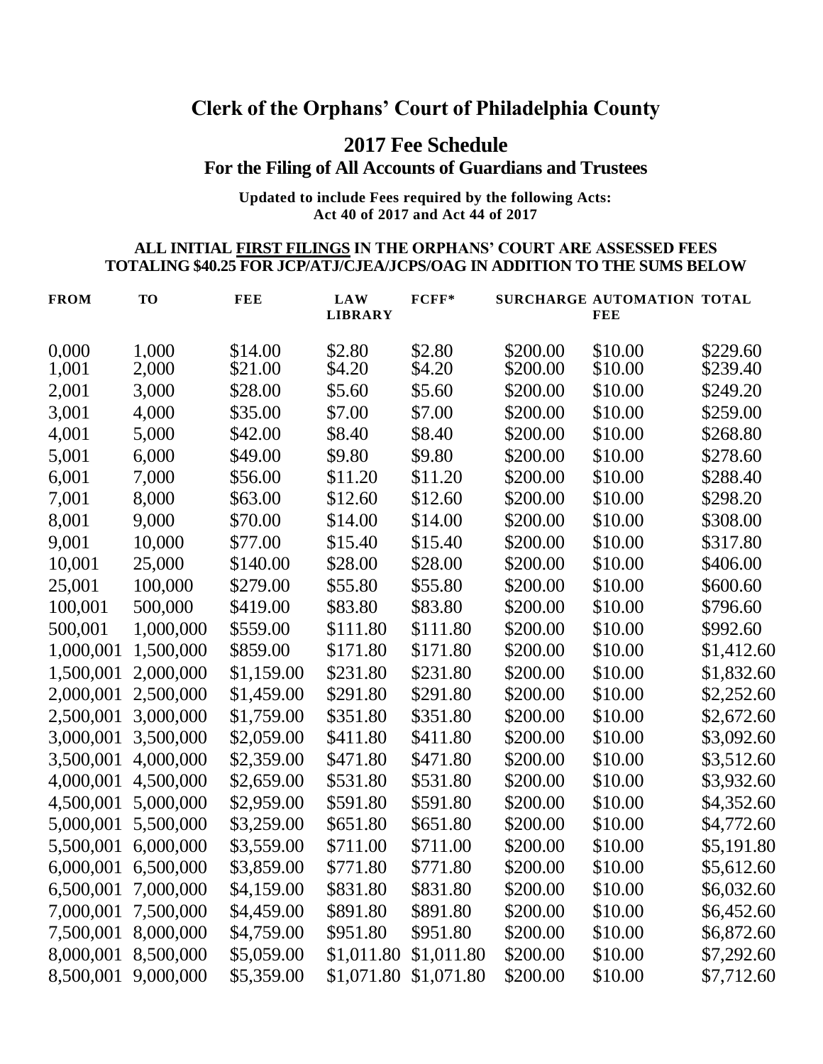# Clerk of the Orphans' Court of Philadelphia County

## 2017 Fee Schedule

### For the Filing of All Accounts of Guardians and Trustees

**Updated to include Fees required by the following Acts:**
**Act 40 of 2017 and Act 44 of 2017**

**ALL INITIAL FIRST FILINGS IN THE ORPHANS' COURT ARE ASSESSED FEES TOTALING $40.25 FOR JCP/ATJ/CJEA/JCPS/OAG IN ADDITION TO THE SUMS BELOW**

| FROM | TO | FEE | LAW LIBRARY | FCFF* | SURCHARGE | AUTOMATION FEE | TOTAL |
|---|---|---|---|---|---|---|---|
| 0,000 | 1,000 | $14.00 | $2.80 | $2.80 | $200.00 | $10.00 | $229.60 |
| 1,001 | 2,000 | $21.00 | $4.20 | $4.20 | $200.00 | $10.00 | $239.40 |
| 2,001 | 3,000 | $28.00 | $5.60 | $5.60 | $200.00 | $10.00 | $249.20 |
| 3,001 | 4,000 | $35.00 | $7.00 | $7.00 | $200.00 | $10.00 | $259.00 |
| 4,001 | 5,000 | $42.00 | $8.40 | $8.40 | $200.00 | $10.00 | $268.80 |
| 5,001 | 6,000 | $49.00 | $9.80 | $9.80 | $200.00 | $10.00 | $278.60 |
| 6,001 | 7,000 | $56.00 | $11.20 | $11.20 | $200.00 | $10.00 | $288.40 |
| 7,001 | 8,000 | $63.00 | $12.60 | $12.60 | $200.00 | $10.00 | $298.20 |
| 8,001 | 9,000 | $70.00 | $14.00 | $14.00 | $200.00 | $10.00 | $308.00 |
| 9,001 | 10,000 | $77.00 | $15.40 | $15.40 | $200.00 | $10.00 | $317.80 |
| 10,001 | 25,000 | $140.00 | $28.00 | $28.00 | $200.00 | $10.00 | $406.00 |
| 25,001 | 100,000 | $279.00 | $55.80 | $55.80 | $200.00 | $10.00 | $600.60 |
| 100,001 | 500,000 | $419.00 | $83.80 | $83.80 | $200.00 | $10.00 | $796.60 |
| 500,001 | 1,000,000 | $559.00 | $111.80 | $111.80 | $200.00 | $10.00 | $992.60 |
| 1,000,001 | 1,500,000 | $859.00 | $171.80 | $171.80 | $200.00 | $10.00 | $1,412.60 |
| 1,500,001 | 2,000,000 | $1,159.00 | $231.80 | $231.80 | $200.00 | $10.00 | $1,832.60 |
| 2,000,001 | 2,500,000 | $1,459.00 | $291.80 | $291.80 | $200.00 | $10.00 | $2,252.60 |
| 2,500,001 | 3,000,000 | $1,759.00 | $351.80 | $351.80 | $200.00 | $10.00 | $2,672.60 |
| 3,000,001 | 3,500,000 | $2,059.00 | $411.80 | $411.80 | $200.00 | $10.00 | $3,092.60 |
| 3,500,001 | 4,000,000 | $2,359.00 | $471.80 | $471.80 | $200.00 | $10.00 | $3,512.60 |
| 4,000,001 | 4,500,000 | $2,659.00 | $531.80 | $531.80 | $200.00 | $10.00 | $3,932.60 |
| 4,500,001 | 5,000,000 | $2,959.00 | $591.80 | $591.80 | $200.00 | $10.00 | $4,352.60 |
| 5,000,001 | 5,500,000 | $3,259.00 | $651.80 | $651.80 | $200.00 | $10.00 | $4,772.60 |
| 5,500,001 | 6,000,000 | $3,559.00 | $711.00 | $711.00 | $200.00 | $10.00 | $5,191.80 |
| 6,000,001 | 6,500,000 | $3,859.00 | $771.80 | $771.80 | $200.00 | $10.00 | $5,612.60 |
| 6,500,001 | 7,000,000 | $4,159.00 | $831.80 | $831.80 | $200.00 | $10.00 | $6,032.60 |
| 7,000,001 | 7,500,000 | $4,459.00 | $891.80 | $891.80 | $200.00 | $10.00 | $6,452.60 |
| 7,500,001 | 8,000,000 | $4,759.00 | $951.80 | $951.80 | $200.00 | $10.00 | $6,872.60 |
| 8,000,001 | 8,500,000 | $5,059.00 | $1,011.80 | $1,011.80 | $200.00 | $10.00 | $7,292.60 |
| 8,500,001 | 9,000,000 | $5,359.00 | $1,071.80 | $1,071.80 | $200.00 | $10.00 | $7,712.60 |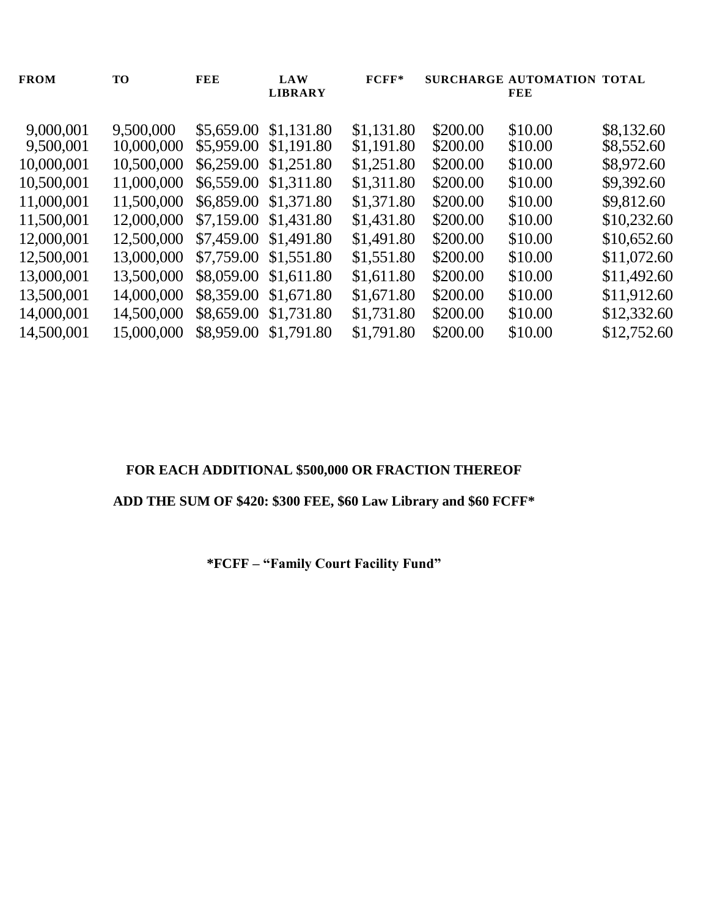| FROM | TO | FEE | LAW LIBRARY | FCFF* | SURCHARGE | AUTOMATION FEE | TOTAL |
|---|---|---|---|---|---|---|---|
| 9,000,001 | 9,500,000 | $5,659.00 | $1,131.80 | $1,131.80 | $200.00 | $10.00 | $8,132.60 |
| 9,500,001 | 10,000,000 | $5,959.00 | $1,191.80 | $1,191.80 | $200.00 | $10.00 | $8,552.60 |
| 10,000,001 | 10,500,000 | $6,259.00 | $1,251.80 | $1,251.80 | $200.00 | $10.00 | $8,972.60 |
| 10,500,001 | 11,000,000 | $6,559.00 | $1,311.80 | $1,311.80 | $200.00 | $10.00 | $9,392.60 |
| 11,000,001 | 11,500,000 | $6,859.00 | $1,371.80 | $1,371.80 | $200.00 | $10.00 | $9,812.60 |
| 11,500,001 | 12,000,000 | $7,159.00 | $1,431.80 | $1,431.80 | $200.00 | $10.00 | $10,232.60 |
| 12,000,001 | 12,500,000 | $7,459.00 | $1,491.80 | $1,491.80 | $200.00 | $10.00 | $10,652.60 |
| 12,500,001 | 13,000,000 | $7,759.00 | $1,551.80 | $1,551.80 | $200.00 | $10.00 | $11,072.60 |
| 13,000,001 | 13,500,000 | $8,059.00 | $1,611.80 | $1,611.80 | $200.00 | $10.00 | $11,492.60 |
| 13,500,001 | 14,000,000 | $8,359.00 | $1,671.80 | $1,671.80 | $200.00 | $10.00 | $11,912.60 |
| 14,000,001 | 14,500,000 | $8,659.00 | $1,731.80 | $1,731.80 | $200.00 | $10.00 | $12,332.60 |
| 14,500,001 | 15,000,000 | $8,959.00 | $1,791.80 | $1,791.80 | $200.00 | $10.00 | $12,752.60 |

**FOR EACH ADDITIONAL $500,000 OR FRACTION THEREOF**

**ADD THE SUM OF $420: $300 FEE, $60 Law Library and $60 FCFF***

***FCFF – "Family Court Facility Fund"**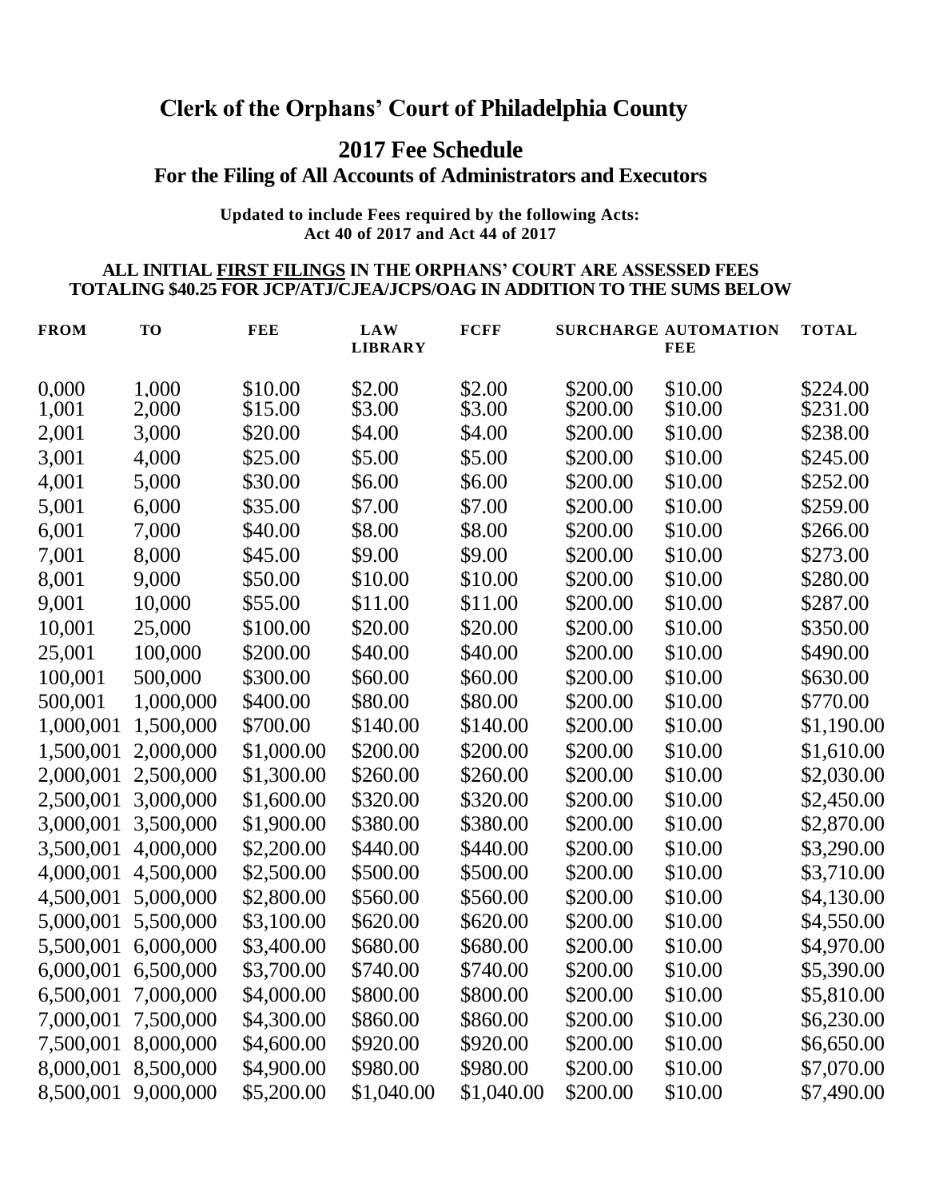# Clerk of the Orphans' Court of Philadelphia County

## 2017 Fee Schedule

### For the Filing of All Accounts of Administrators and Executors

**Updated to include Fees required by the following Acts:**
**Act 40 of 2017 and Act 44 of 2017**

**ALL INITIAL FIRST FILINGS IN THE ORPHANS' COURT ARE ASSESSED FEES TOTALING $40.25 FOR JCP/ATJ/CJEA/JCPS/OAG IN ADDITION TO THE SUMS BELOW**

| FROM | TO | FEE | LAW LIBRARY | FCFF | SURCHARGE | AUTOMATION FEE | TOTAL |
|---|---|---|---|---|---|---|---|
| 0,000 | 1,000 | $10.00 | $2.00 | $2.00 | $200.00 | $10.00 | $224.00 |
| 1,001 | 2,000 | $15.00 | $3.00 | $3.00 | $200.00 | $10.00 | $231.00 |
| 2,001 | 3,000 | $20.00 | $4.00 | $4.00 | $200.00 | $10.00 | $238.00 |
| 3,001 | 4,000 | $25.00 | $5.00 | $5.00 | $200.00 | $10.00 | $245.00 |
| 4,001 | 5,000 | $30.00 | $6.00 | $6.00 | $200.00 | $10.00 | $252.00 |
| 5,001 | 6,000 | $35.00 | $7.00 | $7.00 | $200.00 | $10.00 | $259.00 |
| 6,001 | 7,000 | $40.00 | $8.00 | $8.00 | $200.00 | $10.00 | $266.00 |
| 7,001 | 8,000 | $45.00 | $9.00 | $9.00 | $200.00 | $10.00 | $273.00 |
| 8,001 | 9,000 | $50.00 | $10.00 | $10.00 | $200.00 | $10.00 | $280.00 |
| 9,001 | 10,000 | $55.00 | $11.00 | $11.00 | $200.00 | $10.00 | $287.00 |
| 10,001 | 25,000 | $100.00 | $20.00 | $20.00 | $200.00 | $10.00 | $350.00 |
| 25,001 | 100,000 | $200.00 | $40.00 | $40.00 | $200.00 | $10.00 | $490.00 |
| 100,001 | 500,000 | $300.00 | $60.00 | $60.00 | $200.00 | $10.00 | $630.00 |
| 500,001 | 1,000,000 | $400.00 | $80.00 | $80.00 | $200.00 | $10.00 | $770.00 |
| 1,000,001 | 1,500,000 | $700.00 | $140.00 | $140.00 | $200.00 | $10.00 | $1,190.00 |
| 1,500,001 | 2,000,000 | $1,000.00 | $200.00 | $200.00 | $200.00 | $10.00 | $1,610.00 |
| 2,000,001 | 2,500,000 | $1,300.00 | $260.00 | $260.00 | $200.00 | $10.00 | $2,030.00 |
| 2,500,001 | 3,000,000 | $1,600.00 | $320.00 | $320.00 | $200.00 | $10.00 | $2,450.00 |
| 3,000,001 | 3,500,000 | $1,900.00 | $380.00 | $380.00 | $200.00 | $10.00 | $2,870.00 |
| 3,500,001 | 4,000,000 | $2,200.00 | $440.00 | $440.00 | $200.00 | $10.00 | $3,290.00 |
| 4,000,001 | 4,500,000 | $2,500.00 | $500.00 | $500.00 | $200.00 | $10.00 | $3,710.00 |
| 4,500,001 | 5,000,000 | $2,800.00 | $560.00 | $560.00 | $200.00 | $10.00 | $4,130.00 |
| 5,000,001 | 5,500,000 | $3,100.00 | $620.00 | $620.00 | $200.00 | $10.00 | $4,550.00 |
| 5,500,001 | 6,000,000 | $3,400.00 | $680.00 | $680.00 | $200.00 | $10.00 | $4,970.00 |
| 6,000,001 | 6,500,000 | $3,700.00 | $740.00 | $740.00 | $200.00 | $10.00 | $5,390.00 |
| 6,500,001 | 7,000,000 | $4,000.00 | $800.00 | $800.00 | $200.00 | $10.00 | $5,810.00 |
| 7,000,001 | 7,500,000 | $4,300.00 | $860.00 | $860.00 | $200.00 | $10.00 | $6,230.00 |
| 7,500,001 | 8,000,000 | $4,600.00 | $920.00 | $920.00 | $200.00 | $10.00 | $6,650.00 |
| 8,000,001 | 8,500,000 | $4,900.00 | $980.00 | $980.00 | $200.00 | $10.00 | $7,070.00 |
| 8,500,001 | 9,000,000 | $5,200.00 | $1,040.00 | $1,040.00 | $200.00 | $10.00 | $7,490.00 |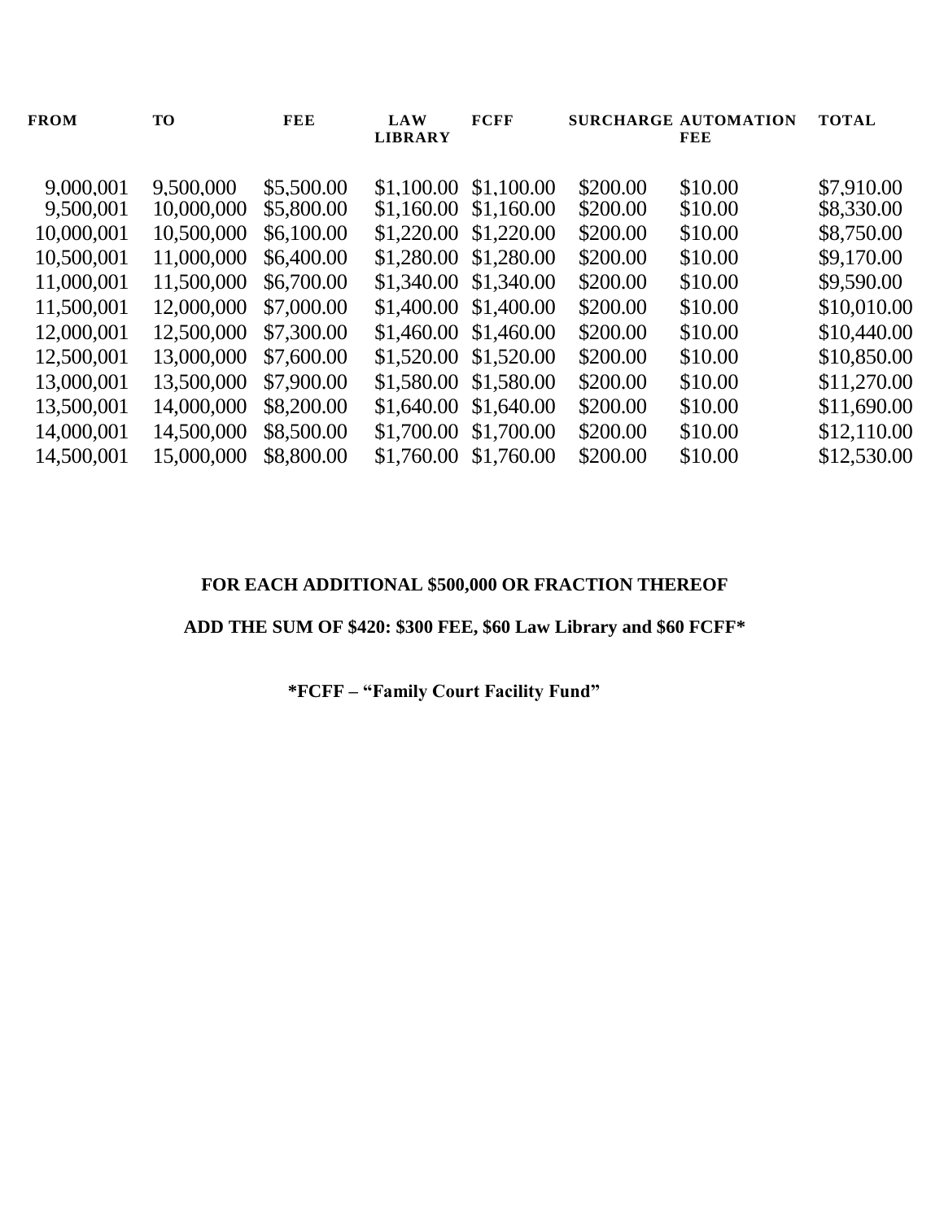| FROM | TO | FEE | LAW LIBRARY | FCFF | SURCHARGE | AUTOMATION FEE | TOTAL |
|---|---|---|---|---|---|---|---|
| 9,000,001 | 9,500,000 | $5,500.00 | $1,100.00 | $1,100.00 | $200.00 | $10.00 | $7,910.00 |
| 9,500,001 | 10,000,000 | $5,800.00 | $1,160.00 | $1,160.00 | $200.00 | $10.00 | $8,330.00 |
| 10,000,001 | 10,500,000 | $6,100.00 | $1,220.00 | $1,220.00 | $200.00 | $10.00 | $8,750.00 |
| 10,500,001 | 11,000,000 | $6,400.00 | $1,280.00 | $1,280.00 | $200.00 | $10.00 | $9,170.00 |
| 11,000,001 | 11,500,000 | $6,700.00 | $1,340.00 | $1,340.00 | $200.00 | $10.00 | $9,590.00 |
| 11,500,001 | 12,000,000 | $7,000.00 | $1,400.00 | $1,400.00 | $200.00 | $10.00 | $10,010.00 |
| 12,000,001 | 12,500,000 | $7,300.00 | $1,460.00 | $1,460.00 | $200.00 | $10.00 | $10,440.00 |
| 12,500,001 | 13,000,000 | $7,600.00 | $1,520.00 | $1,520.00 | $200.00 | $10.00 | $10,850.00 |
| 13,000,001 | 13,500,000 | $7,900.00 | $1,580.00 | $1,580.00 | $200.00 | $10.00 | $11,270.00 |
| 13,500,001 | 14,000,000 | $8,200.00 | $1,640.00 | $1,640.00 | $200.00 | $10.00 | $11,690.00 |
| 14,000,001 | 14,500,000 | $8,500.00 | $1,700.00 | $1,700.00 | $200.00 | $10.00 | $12,110.00 |
| 14,500,001 | 15,000,000 | $8,800.00 | $1,760.00 | $1,760.00 | $200.00 | $10.00 | $12,530.00 |

**FOR EACH ADDITIONAL $500,000 OR FRACTION THEREOF**

**ADD THE SUM OF $420: $300 FEE, $60 Law Library and $60 FCFF***

**\*FCFF – "Family Court Facility Fund"**